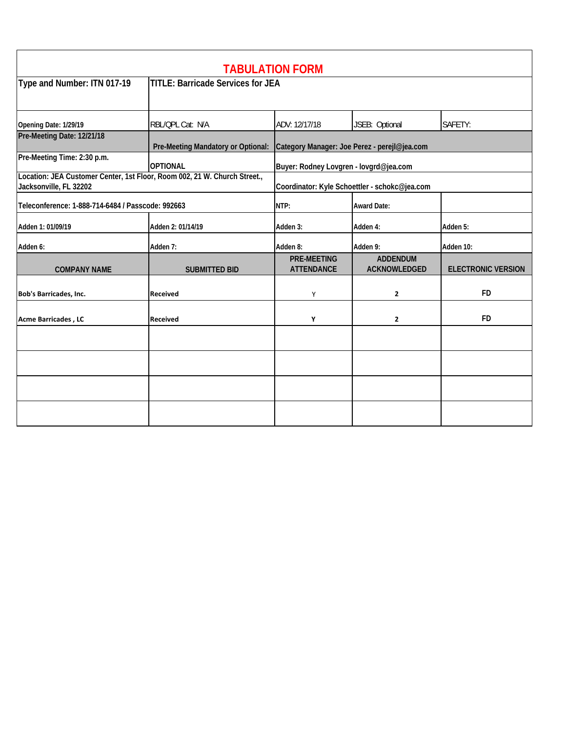# TABULATION FORM

| Type and Number: ITN 017-19 | TITLE: Barricade Services for JEA | | | |
|---|---|---|---|---|
| Opening Date: 1/29/19 | RBL/QPL Cat: N/A | ADV: 12/17/18 | JSEB: Optional | SAFETY: |
| Pre-Meeting Date: 12/21/18 | Pre-Meeting Mandatory or Optional: | Category Manager: Joe Perez - perejl@jea.com | | |
| Pre-Meeting Time: 2:30 p.m. | OPTIONAL | Buyer: Rodney Lovgren - lovgrd@jea.com | | |
| Location: JEA Customer Center, 1st Floor, Room 002, 21 W. Church Street., Jacksonville, FL 32202 | | Coordinator: Kyle Schoettler - schokc@jea.com | | |
| Teleconference: 1-888-714-6484 / Passcode: 992663 | | NTP: | Award Date: | |
| Adden 1: 01/09/19 | Adden 2: 01/14/19 | Adden 3: | Adden 4: | Adden 5: |
| Adden 6: | Adden 7: | Adden 8: | Adden 9: | Adden 10: |
| **COMPANY NAME** | **SUBMITTED BID** | **PRE-MEETING ATTENDANCE** | **ADDENDUM ACKNOWLEDGED** | **ELECTRONIC VERSION** |
| Bob's Barricades, Inc. | Received | Y | 2 | FD |
| Acme Barricades , LC | Received | Y | 2 | FD |
| | | | | |
| | | | | |
| | | | | |
| | | | | |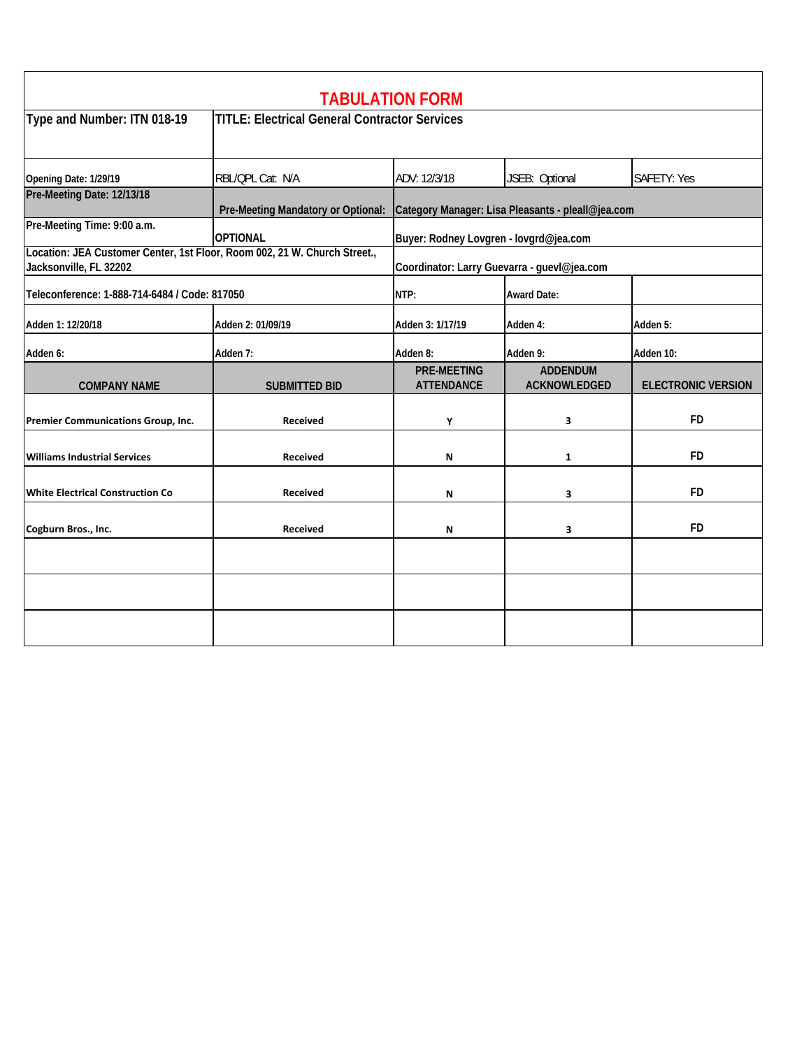# TABULATION FORM

| Type and Number: ITN 018-19 | TITLE: Electrical General Contractor Services | | | |
|---|---|---|---|---|
| Opening Date: 1/29/19 | RBL/QPL Cat: N/A | ADV: 12/3/18 | JSEB: Optional | SAFETY: Yes |
| Pre-Meeting Date: 12/13/18 | Pre-Meeting Mandatory or Optional: | Category Manager: Lisa Pleasants - pleall@jea.com | | |
| Pre-Meeting Time: 9:00 a.m. | OPTIONAL | Buyer: Rodney Lovgren - lovgrd@jea.com | | |
| Location: JEA Customer Center, 1st Floor, Room 002, 21 W. Church Street., Jacksonville, FL 32202 | | Coordinator: Larry Guevarra - guevl@jea.com | | |
| Teleconference: 1-888-714-6484 / Code: 817050 | | NTP: | Award Date: | |
| Adden 1: 12/20/18 | Adden 2: 01/09/19 | Adden 3: 1/17/19 | Adden 4: | Adden 5: |
| Adden 6: | Adden 7: | Adden 8: | Adden 9: | Adden 10: |
| **COMPANY NAME** | **SUBMITTED BID** | **PRE-MEETING ATTENDANCE** | **ADDENDUM ACKNOWLEDGED** | **ELECTRONIC VERSION** |
| Premier Communications Group, Inc. | Received | Y | 3 | FD |
| Williams Industrial Services | Received | N | 1 | FD |
| White Electrical Construction Co | Received | N | 3 | FD |
| Cogburn Bros., Inc. | Received | N | 3 | FD |
| | | | | |
| | | | | |
| | | | | |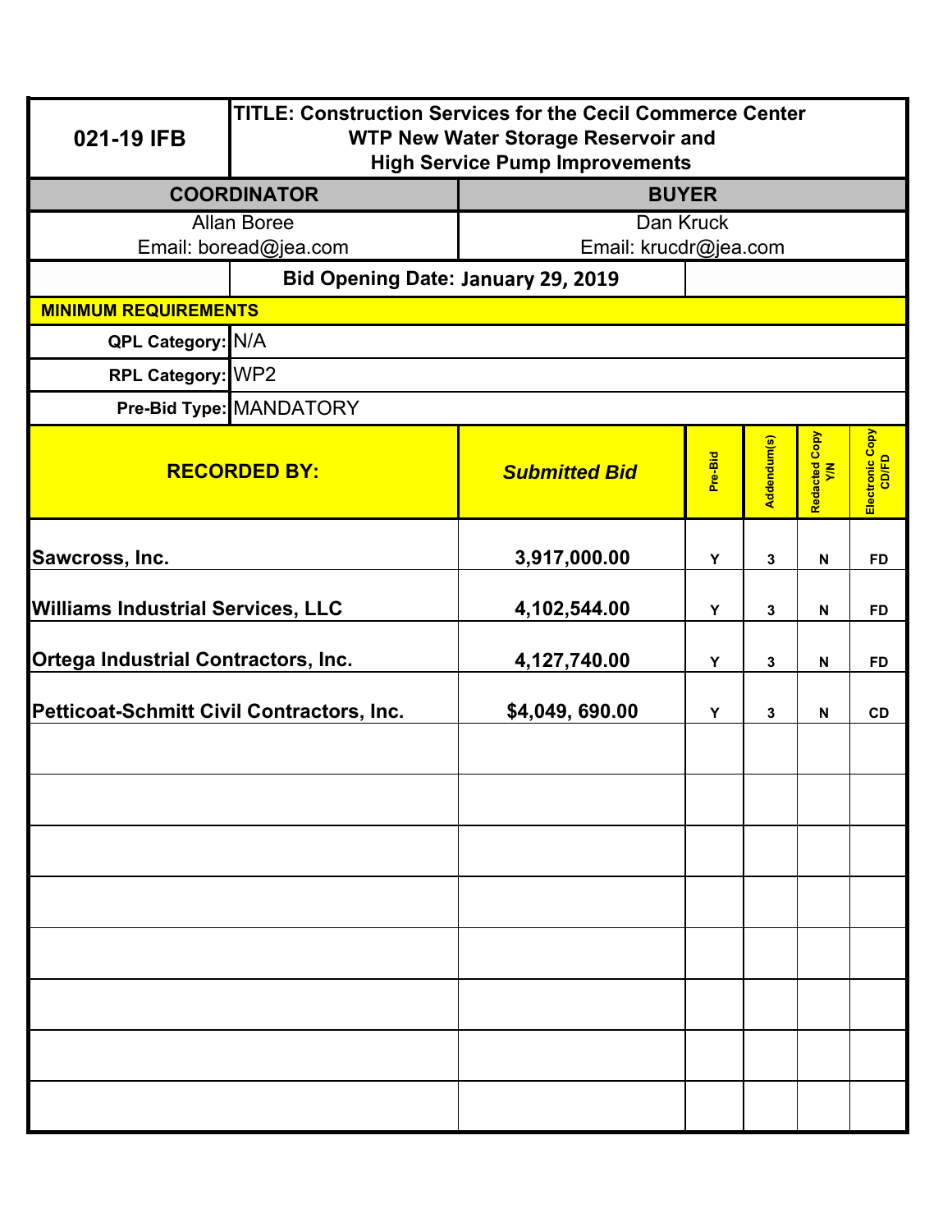| 021-19 IFB | TITLE: Construction Services for the Cecil Commerce Center WTP New Water Storage Reservoir and High Service Pump Improvements |
|---|---|

| COORDINATOR | BUYER |
|---|---|
| Allan Boree<br>Email: boread@jea.com | Dan Kruck<br>Email: krucdr@jea.com |

**Bid Opening Date: January 29, 2019**

**MINIMUM REQUIREMENTS**

**QPL Category:** N/A

**RPL Category:** WP2

**Pre-Bid Type:** MANDATORY

| RECORDED BY: | *Submitted Bid* | Pre-Bid | Addendum(s) | Redacted Copy Y/N | Electronic Copy CD/FD |
|---|---|---|---|---|---|
| **Sawcross, Inc.** | **3,917,000.00** | Y | 3 | N | FD |
| **Williams Industrial Services, LLC** | **4,102,544.00** | Y | 3 | N | FD |
| **Ortega Industrial Contractors, Inc.** | **4,127,740.00** | Y | 3 | N | FD |
| **Petticoat-Schmitt Civil Contractors, Inc.** | **$4,049, 690.00** | Y | 3 | N | CD |
| | | | | | |
| | | | | | |
| | | | | | |
| | | | | | |
| | | | | | |
| | | | | | |
| | | | | | |
| | | | | | |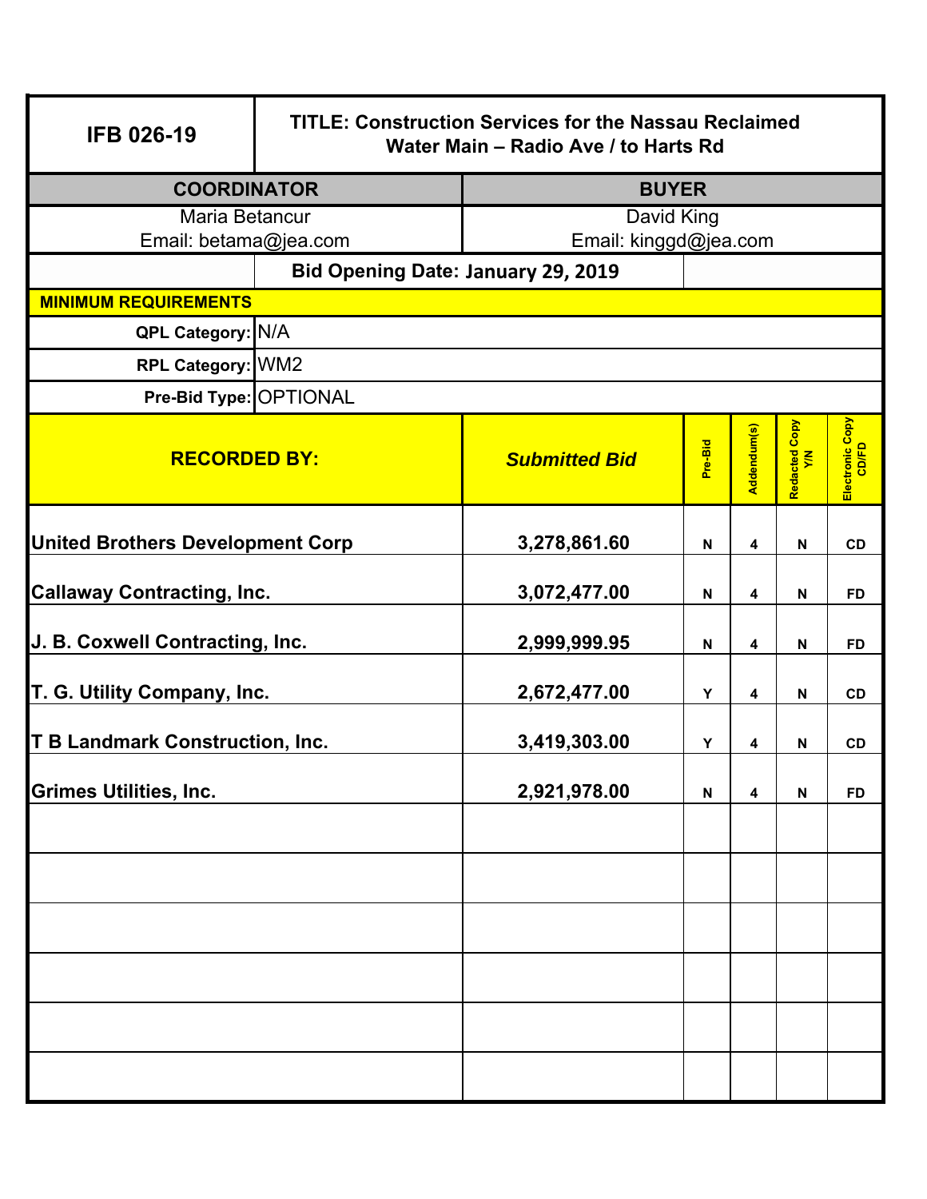| IFB 026-19 | TITLE: Construction Services for the Nassau Reclaimed Water Main – Radio Ave / to Harts Rd |
|---|---|

| COORDINATOR | BUYER |
|---|---|
| Maria Betancur<br>Email: betama@jea.com | David King<br>Email: kinggd@jea.com |

**Bid Opening Date: January 29, 2019**

**MINIMUM REQUIREMENTS**

| | |
|---|---|
| **QPL Category:** | N/A |
| **RPL Category:** | WM2 |
| **Pre-Bid Type:** | OPTIONAL |

| RECORDED BY: | Submitted Bid | Pre-Bid | Addendum(s) | Redacted Copy Y/N | Electronic Copy CD/FD |
|---|---|---|---|---|---|
| United Brothers Development Corp | 3,278,861.60 | N | 4 | N | CD |
| Callaway Contracting, Inc. | 3,072,477.00 | N | 4 | N | FD |
| J. B. Coxwell Contracting, Inc. | 2,999,999.95 | N | 4 | N | FD |
| T. G. Utility Company, Inc. | 2,672,477.00 | Y | 4 | N | CD |
| T B Landmark Construction, Inc. | 3,419,303.00 | Y | 4 | N | CD |
| Grimes Utilities, Inc. | 2,921,978.00 | N | 4 | N | FD |
| | | | | | |
| | | | | | |
| | | | | | |
| | | | | | |
| | | | | | |
| | | | | | |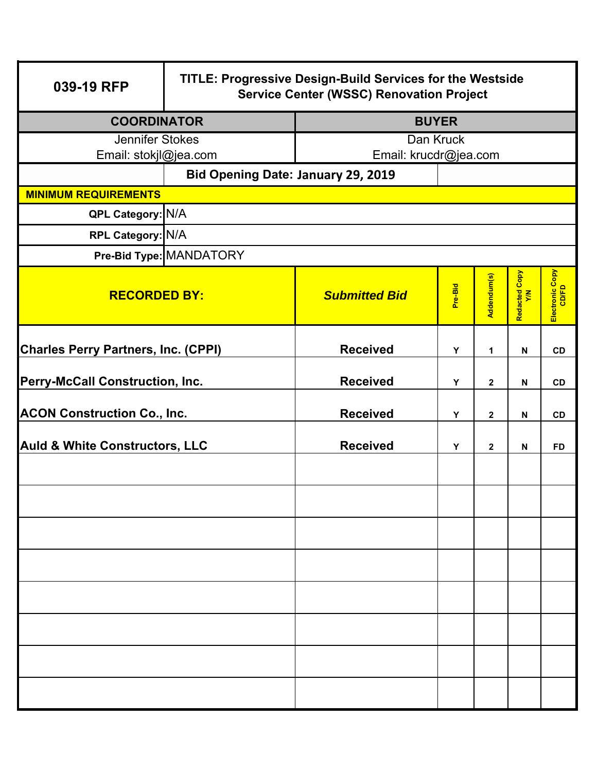| 039-19 RFP | TITLE: Progressive Design-Build Services for the Westside Service Center (WSSC) Renovation Project |
|---|---|

| COORDINATOR | BUYER |
|---|---|
| Jennifer Stokes<br>Email: stokjl@jea.com | Dan Kruck<br>Email: krucdr@jea.com |

**Bid Opening Date: January 29, 2019**

**MINIMUM REQUIREMENTS**

**QPL Category:** N/A

**RPL Category:** N/A

**Pre-Bid Type:** MANDATORY

| RECORDED BY: | *Submitted Bid* | Pre-Bid | Addendum(s) | Redacted Copy Y/N | Electronic Copy CD/FD |
|---|---|---|---|---|---|
| Charles Perry Partners, Inc. (CPPI) | Received | Y | 1 | N | CD |
| Perry-McCall Construction, Inc. | Received | Y | 2 | N | CD |
| ACON Construction Co., Inc. | Received | Y | 2 | N | CD |
| Auld & White Constructors, LLC | Received | Y | 2 | N | FD |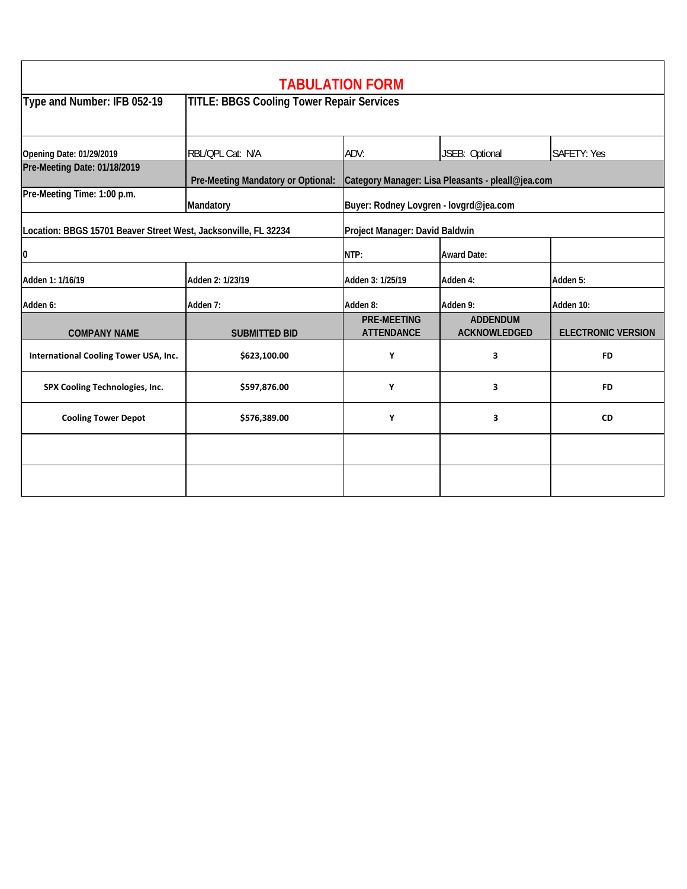# TABULATION FORM

| Type and Number: IFB 052-19 | TITLE: BBGS Cooling Tower Repair Services | | | |
|---|---|---|---|---|
| Opening Date: 01/29/2019 | RBL/QPL Cat: N/A | ADV: | JSEB: Optional | SAFETY: Yes |
| Pre-Meeting Date: 01/18/2019 | Pre-Meeting Mandatory or Optional: | Category Manager: Lisa Pleasants - pleall@jea.com | | |
| Pre-Meeting Time: 1:00 p.m. | Mandatory | Buyer: Rodney Lovgren - lovgrd@jea.com | | |
| Location: BBGS 15701 Beaver Street West, Jacksonville, FL 32234 | | Project Manager: David Baldwin | | |
| 0 | | NTP: | Award Date: | |
| Adden 1: 1/16/19 | Adden 2: 1/23/19 | Adden 3: 1/25/19 | Adden 4: | Adden 5: |
| Adden 6: | Adden 7: | Adden 8: | Adden 9: | Adden 10: |
| **COMPANY NAME** | **SUBMITTED BID** | **PRE-MEETING ATTENDANCE** | **ADDENDUM ACKNOWLEDGED** | **ELECTRONIC VERSION** |
| International Cooling Tower USA, Inc. | $623,100.00 | Y | 3 | FD |
| SPX Cooling Technologies, Inc. | $597,876.00 | Y | 3 | FD |
| Cooling Tower Depot | $576,389.00 | Y | 3 | CD |
| | | | | |
| | | | | |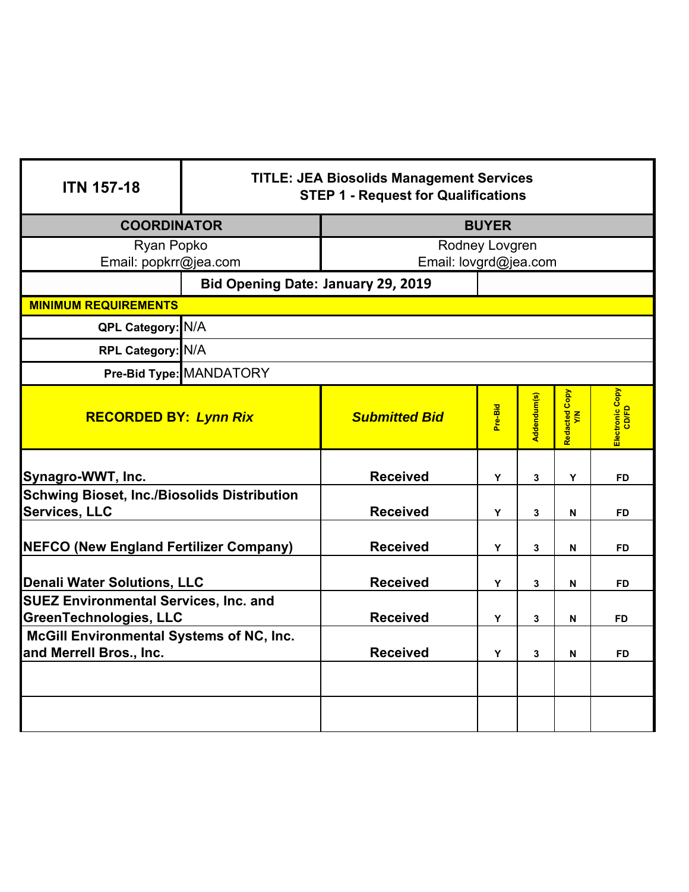| ITN 157-18 | TITLE: JEA Biosolids Management Services STEP 1 - Request for Qualifications | | | | | |
|---|---|---|---|---|---|---|

| COORDINATOR | BUYER |
|---|---|
| Ryan Popko<br>Email: popkrr@jea.com | Rodney Lovgren<br>Email: lovgrd@jea.com |

**Bid Opening Date: January 29, 2019**

**MINIMUM REQUIREMENTS**

| | |
|---|---|
| **QPL Category:** | N/A |
| **RPL Category:** | N/A |
| **Pre-Bid Type:** | MANDATORY |

| **RECORDED BY:** ***Lynn Rix*** | ***Submitted Bid*** | Pre-Bid | Addendum(s) | Redacted Copy Y/N | Electronic Copy CD/FD |
|---|---|---|---|---|---|
| **Synagro-WWT, Inc.** | **Received** | Y | 3 | Y | FD |
| **Schwing Bioset, Inc./Biosolids Distribution Services, LLC** | **Received** | Y | 3 | N | FD |
| **NEFCO (New England Fertilizer Company)** | **Received** | Y | 3 | N | FD |
| **Denali Water Solutions, LLC** | **Received** | Y | 3 | N | FD |
| **SUEZ Environmental Services, Inc. and GreenTechnologies, LLC** | **Received** | Y | 3 | N | FD |
| **McGill Environmental Systems of NC, Inc. and Merrell Bros., Inc.** | **Received** | Y | 3 | N | FD |
| | | | | | |
| | | | | | |